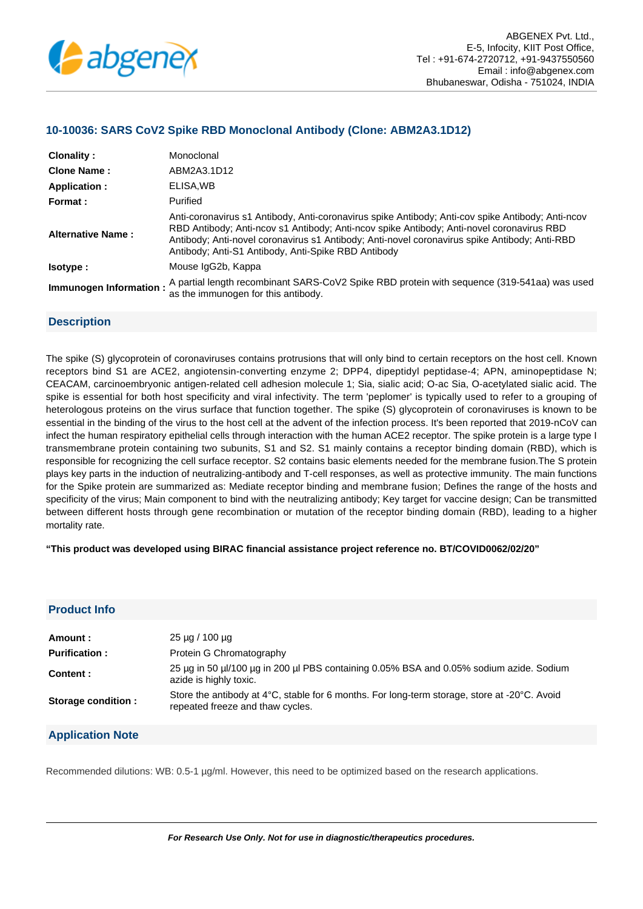ABGENEX Pvt. Ltd.,
E-5, Infocity, KIIT Post Office,
Tel : +91-674-2720712, +91-9437550560
Email : info@abgenex.com
Bhubaneswar, Odisha - 751024, INDIA

## 10-10036: SARS CoV2 Spike RBD Monoclonal Antibody (Clone: ABM2A3.1D12)

| | |
|---|---|
| **Clonality :** | Monoclonal |
| **Clone Name :** | ABM2A3.1D12 |
| **Application :** | ELISA,WB |
| **Format :** | Purified |
| **Alternative Name :** | Anti-coronavirus s1 Antibody, Anti-coronavirus spike Antibody; Anti-cov spike Antibody; Anti-ncov RBD Antibody; Anti-ncov s1 Antibody; Anti-ncov spike Antibody; Anti-novel coronavirus RBD Antibody; Anti-novel coronavirus s1 Antibody; Anti-novel coronavirus spike Antibody; Anti-RBD Antibody; Anti-S1 Antibody, Anti-Spike RBD Antibody |
| **Isotype :** | Mouse IgG2b, Kappa |
| **Immunogen Information :** | A partial length recombinant SARS-CoV2 Spike RBD protein with sequence (319-541aa) was used as the immunogen for this antibody. |

### Description

The spike (S) glycoprotein of coronaviruses contains protrusions that will only bind to certain receptors on the host cell. Known receptors bind S1 are ACE2, angiotensin-converting enzyme 2; DPP4, dipeptidyl peptidase-4; APN, aminopeptidase N; CEACAM, carcinoembryonic antigen-related cell adhesion molecule 1; Sia, sialic acid; O-ac Sia, O-acetylated sialic acid. The spike is essential for both host specificity and viral infectivity. The term 'peplomer' is typically used to refer to a grouping of heterologous proteins on the virus surface that function together. The spike (S) glycoprotein of coronaviruses is known to be essential in the binding of the virus to the host cell at the advent of the infection process. It's been reported that 2019-nCoV can infect the human respiratory epithelial cells through interaction with the human ACE2 receptor. The spike protein is a large type I transmembrane protein containing two subunits, S1 and S2. S1 mainly contains a receptor binding domain (RBD), which is responsible for recognizing the cell surface receptor. S2 contains basic elements needed for the membrane fusion.The S protein plays key parts in the induction of neutralizing-antibody and T-cell responses, as well as protective immunity. The main functions for the Spike protein are summarized as: Mediate receptor binding and membrane fusion; Defines the range of the hosts and specificity of the virus; Main component to bind with the neutralizing antibody; Key target for vaccine design; Can be transmitted between different hosts through gene recombination or mutation of the receptor binding domain (RBD), leading to a higher mortality rate.

**“This product was developed using BIRAC financial assistance project reference no. BT/COVID0062/02/20”**

### Product Info

| | |
|---|---|
| **Amount :** | 25 µg / 100 µg |
| **Purification :** | Protein G Chromatography |
| **Content :** | 25 µg in 50 µl/100 µg in 200 µl PBS containing 0.05% BSA and 0.05% sodium azide. Sodium azide is highly toxic. |
| **Storage condition :** | Store the antibody at 4°C, stable for 6 months. For long-term storage, store at -20°C. Avoid repeated freeze and thaw cycles. |

### Application Note

Recommended dilutions: WB: 0.5-1 µg/ml. However, this need to be optimized based on the research applications.

***For Research Use Only. Not for use in diagnostic/therapeutics procedures.***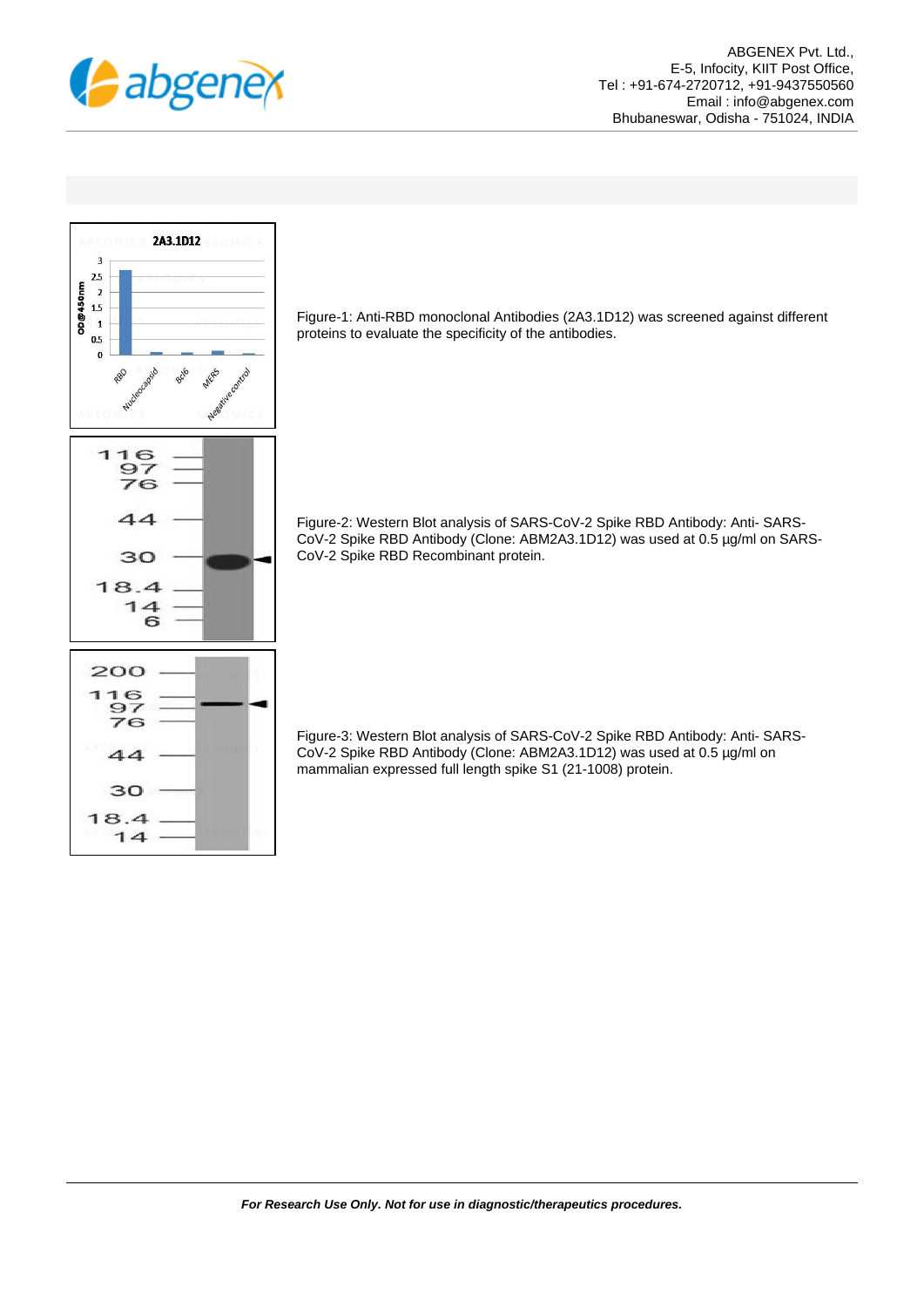2A3.1D12

OD@450nm

3
2.5
2
1.5
1
0.5
0

RBD
Nucleocapsid
Bcl6
MERS
Negative control

Figure-1: Anti-RBD monoclonal Antibodies (2A3.1D12) was screened against different proteins to evaluate the specificity of the antibodies.

116
97
76
44
30
18.4
14
6

Figure-2: Western Blot analysis of SARS-CoV-2 Spike RBD Antibody: Anti- SARS-CoV-2 Spike RBD Antibody (Clone: ABM2A3.1D12) was used at 0.5 µg/ml on SARS-CoV-2 Spike RBD Recombinant protein.

200
116
97
76
44
30
18.4
14

Figure-3: Western Blot analysis of SARS-CoV-2 Spike RBD Antibody: Anti- SARS-CoV-2 Spike RBD Antibody (Clone: ABM2A3.1D12) was used at 0.5 µg/ml on mammalian expressed full length spike S1 (21-1008) protein.

***For Research Use Only. Not for use in diagnostic/therapeutics procedures.***